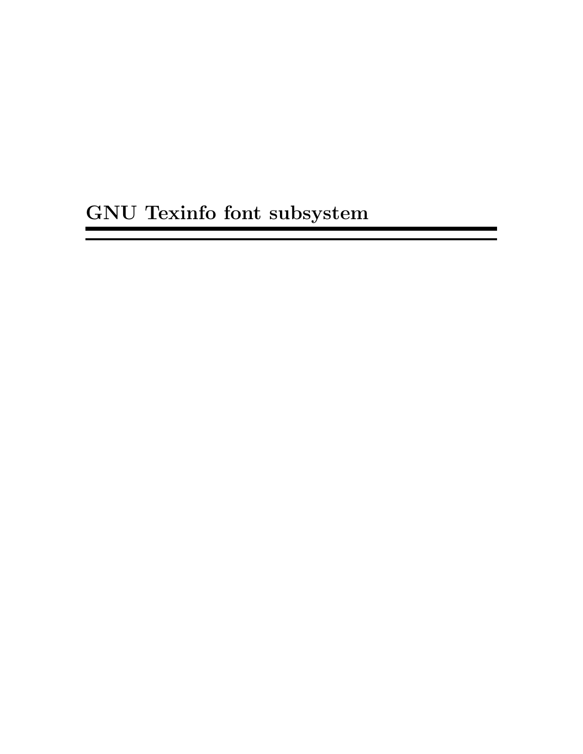# GNU Texinfo font subsystem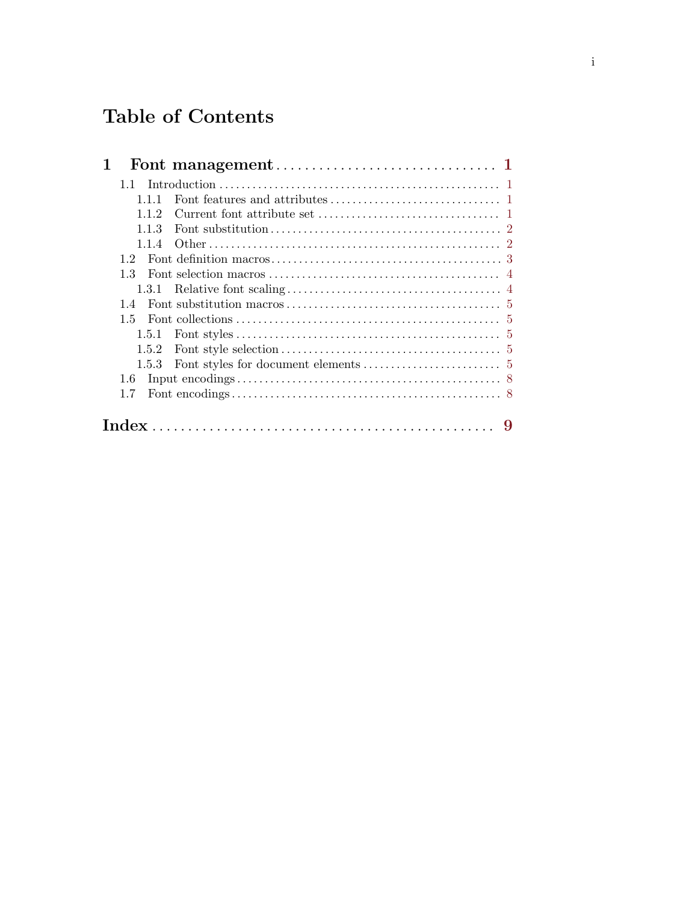# Table of Contents

**1 Font management** . . . . . . . . . . . . . . . . . . . . . . . . . . . . . . . **1**

- 1.1 Introduction . . . . . . . . . . . . . . . . . . . . . . . . . . . . . . . . . 1
  - 1.1.1 Font features and attributes . . . . . . . . . . . . . . . . . . . 1
  - 1.1.2 Current font attribute set . . . . . . . . . . . . . . . . . . . . 1
  - 1.1.3 Font substitution . . . . . . . . . . . . . . . . . . . . . . . . . 2
  - 1.1.4 Other . . . . . . . . . . . . . . . . . . . . . . . . . . . . . . . . 2
- 1.2 Font definition macros . . . . . . . . . . . . . . . . . . . . . . . . . 3
- 1.3 Font selection macros . . . . . . . . . . . . . . . . . . . . . . . . . 4
  - 1.3.1 Relative font scaling . . . . . . . . . . . . . . . . . . . . . . . 4
- 1.4 Font substitution macros . . . . . . . . . . . . . . . . . . . . . . . 5
- 1.5 Font collections . . . . . . . . . . . . . . . . . . . . . . . . . . . . . 5
  - 1.5.1 Font styles . . . . . . . . . . . . . . . . . . . . . . . . . . . . . 5
  - 1.5.2 Font style selection . . . . . . . . . . . . . . . . . . . . . . . 5
  - 1.5.3 Font styles for document elements . . . . . . . . . . . . . . 5
- 1.6 Input encodings . . . . . . . . . . . . . . . . . . . . . . . . . . . . . 8
- 1.7 Font encodings . . . . . . . . . . . . . . . . . . . . . . . . . . . . . 8

**Index** . . . . . . . . . . . . . . . . . . . . . . . . . . . . . . . . . . . . . . **9**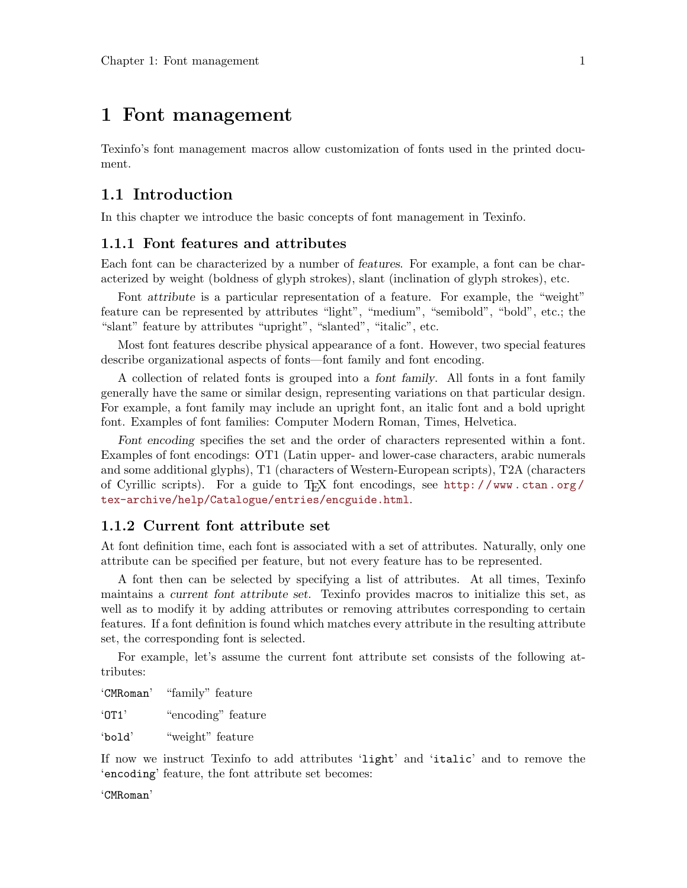# 1 Font management

Texinfo's font management macros allow customization of fonts used in the printed document.

## 1.1 Introduction

In this chapter we introduce the basic concepts of font management in Texinfo.

### 1.1.1 Font features and attributes

Each font can be characterized by a number of *features*. For example, a font can be characterized by weight (boldness of glyph strokes), slant (inclination of glyph strokes), etc.

Font *attribute* is a particular representation of a feature. For example, the "weight" feature can be represented by attributes "light", "medium", "semibold", "bold", etc.; the "slant" feature by attributes "upright", "slanted", "italic", etc.

Most font features describe physical appearance of a font. However, two special features describe organizational aspects of fonts—font family and font encoding.

A collection of related fonts is grouped into a *font family*. All fonts in a font family generally have the same or similar design, representing variations on that particular design. For example, a font family may include an upright font, an italic font and a bold upright font. Examples of font families: Computer Modern Roman, Times, Helvetica.

*Font encoding* specifies the set and the order of characters represented within a font. Examples of font encodings: OT1 (Latin upper- and lower-case characters, arabic numerals and some additional glyphs), T1 (characters of Western-European scripts), T2A (characters of Cyrillic scripts). For a guide to TeX font encodings, see http://www.ctan.org/tex-archive/help/Catalogue/entries/encguide.html.

### 1.1.2 Current font attribute set

At font definition time, each font is associated with a set of attributes. Naturally, only one attribute can be specified per feature, but not every feature has to be represented.

A font then can be selected by specifying a list of attributes. At all times, Texinfo maintains a *current font attribute set*. Texinfo provides macros to initialize this set, as well as to modify it by adding attributes or removing attributes corresponding to certain features. If a font definition is found which matches every attribute in the resulting attribute set, the corresponding font is selected.

For example, let's assume the current font attribute set consists of the following attributes:

'`CMRoman`' "family" feature

'`OT1`' "encoding" feature

'`bold`' "weight" feature

If now we instruct Texinfo to add attributes '`light`' and '`italic`' and to remove the '`encoding`' feature, the font attribute set becomes:

'`CMRoman`'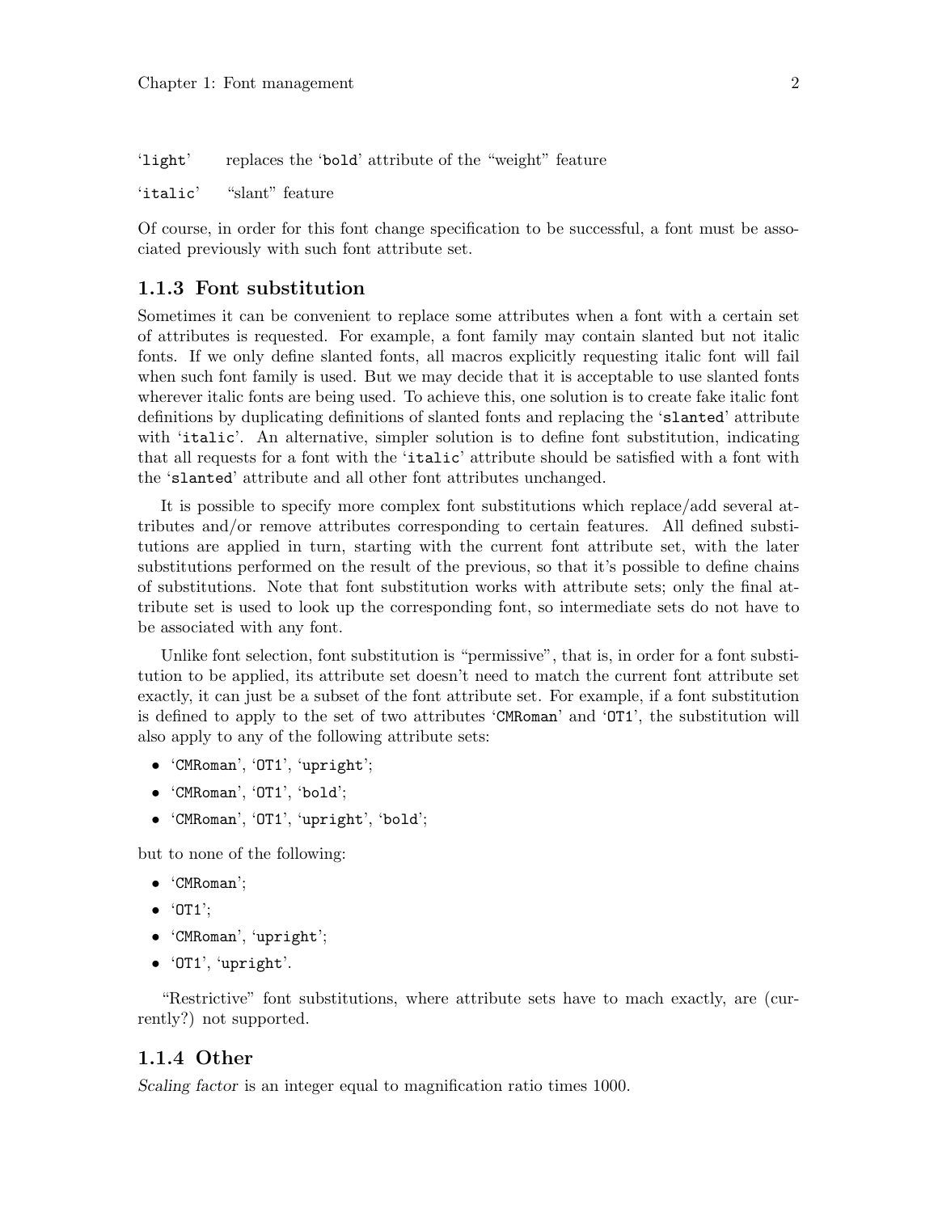`light` replaces the `bold` attribute of the "weight" feature

`italic` "slant" feature

Of course, in order for this font change specification to be successful, a font must be associated previously with such font attribute set.

### 1.1.3 Font substitution

Sometimes it can be convenient to replace some attributes when a font with a certain set of attributes is requested. For example, a font family may contain slanted but not italic fonts. If we only define slanted fonts, all macros explicitly requesting italic font will fail when such font family is used. But we may decide that it is acceptable to use slanted fonts wherever italic fonts are being used. To achieve this, one solution is to create fake italic font definitions by duplicating definitions of slanted fonts and replacing the '`slanted`' attribute with '`italic`'. An alternative, simpler solution is to define font substitution, indicating that all requests for a font with the '`italic`' attribute should be satisfied with a font with the '`slanted`' attribute and all other font attributes unchanged.

It is possible to specify more complex font substitutions which replace/add several attributes and/or remove attributes corresponding to certain features. All defined substitutions are applied in turn, starting with the current font attribute set, with the later substitutions performed on the result of the previous, so that it's possible to define chains of substitutions. Note that font substitution works with attribute sets; only the final attribute set is used to look up the corresponding font, so intermediate sets do not have to be associated with any font.

Unlike font selection, font substitution is "permissive", that is, in order for a font substitution to be applied, its attribute set doesn't need to match the current font attribute set exactly, it can just be a subset of the font attribute set. For example, if a font substitution is defined to apply to the set of two attributes '`CMRoman`' and '`OT1`', the substitution will also apply to any of the following attribute sets:

- '`CMRoman`', '`OT1`', '`upright`';
- '`CMRoman`', '`OT1`', '`bold`';
- '`CMRoman`', '`OT1`', '`upright`', '`bold`';

but to none of the following:

- '`CMRoman`';
- '`OT1`';
- '`CMRoman`', '`upright`';
- '`OT1`', '`upright`'.

"Restrictive" font substitutions, where attribute sets have to mach exactly, are (currently?) not supported.

### 1.1.4 Other

*Scaling factor* is an integer equal to magnification ratio times 1000.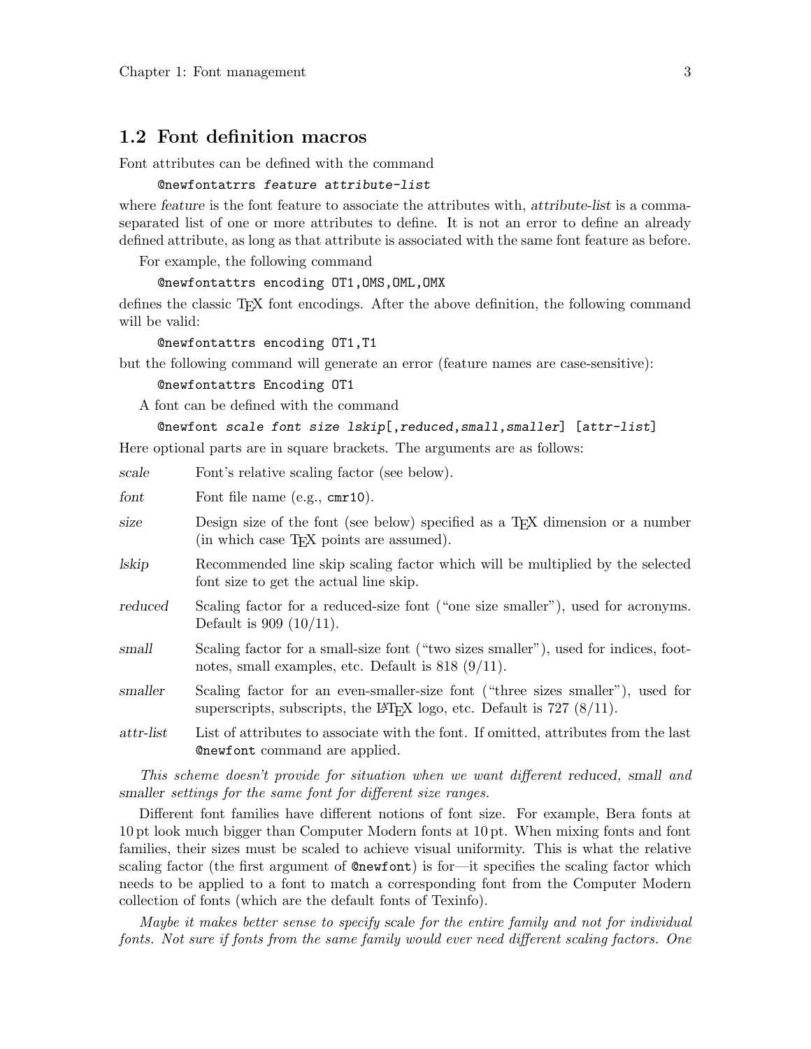## 1.2 Font definition macros

Font attributes can be defined with the command

```
@newfontatrrs feature attribute-list
```

where *feature* is the font feature to associate the attributes with, *attribute-list* is a comma-separated list of one or more attributes to define. It is not an error to define an already defined attribute, as long as that attribute is associated with the same font feature as before.

For example, the following command

```
@newfontattrs encoding OT1,OMS,OML,OMX
```

defines the classic TeX font encodings. After the above definition, the following command will be valid:

```
@newfontattrs encoding OT1,T1
```

but the following command will generate an error (feature names are case-sensitive):

```
@newfontattrs Encoding OT1
```

A font can be defined with the command

```
@newfont scale font size lskip[,reduced,small,smaller] [attr-list]
```

Here optional parts are in square brackets. The arguments are as follows:

*scale*
: Font's relative scaling factor (see below).

*font*
: Font file name (e.g., `cmr10`).

*size*
: Design size of the font (see below) specified as a TeX dimension or a number (in which case TeX points are assumed).

*lskip*
: Recommended line skip scaling factor which will be multiplied by the selected font size to get the actual line skip.

*reduced*
: Scaling factor for a reduced-size font ("one size smaller"), used for acronyms. Default is 909 (10/11).

*small*
: Scaling factor for a small-size font ("two sizes smaller"), used for indices, footnotes, small examples, etc. Default is 818 (9/11).

*smaller*
: Scaling factor for an even-smaller-size font ("three sizes smaller"), used for superscripts, subscripts, the LaTeX logo, etc. Default is 727 (8/11).

*attr-list*
: List of attributes to associate with the font. If omitted, attributes from the last `@newfont` command are applied.

*This scheme doesn't provide for situation when we want different* reduced*,* small *and* smaller *settings for the same font for different size ranges.*

Different font families have different notions of font size. For example, Bera fonts at 10 pt look much bigger than Computer Modern fonts at 10 pt. When mixing fonts and font families, their sizes must be scaled to achieve visual uniformity. This is what the relative scaling factor (the first argument of `@newfont`) is for—it specifies the scaling factor which needs to be applied to a font to match a corresponding font from the Computer Modern collection of fonts (which are the default fonts of Texinfo).

*Maybe it makes better sense to specify* scale *for the entire family and not for individual fonts. Not sure if fonts from the same family would ever need different scaling factors. One*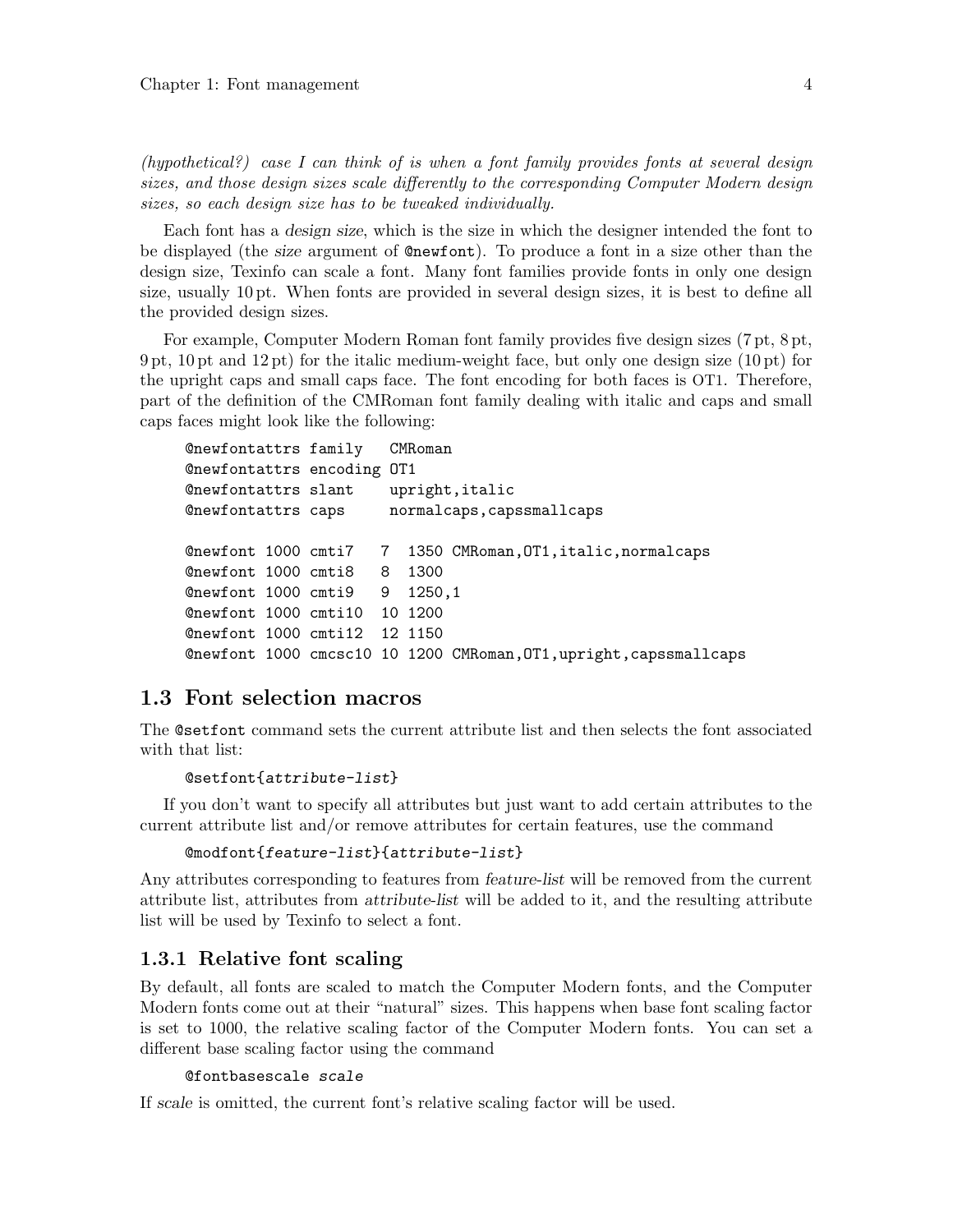*(hypothetical?) case I can think of is when a font family provides fonts at several design sizes, and those design sizes scale differently to the corresponding Computer Modern design sizes, so each design size has to be tweaked individually.*

Each font has a *design size*, which is the size in which the designer intended the font to be displayed (the *size* argument of `@newfont`). To produce a font in a size other than the design size, Texinfo can scale a font. Many font families provide fonts in only one design size, usually 10 pt. When fonts are provided in several design sizes, it is best to define all the provided design sizes.

For example, Computer Modern Roman font family provides five design sizes (7 pt, 8 pt, 9 pt, 10 pt and 12 pt) for the italic medium-weight face, but only one design size (10 pt) for the upright caps and small caps face. The font encoding for both faces is OT1. Therefore, part of the definition of the CMRoman font family dealing with italic and caps and small caps faces might look like the following:

```
@newfontattrs family   CMRoman
@newfontattrs encoding OT1
@newfontattrs slant    upright,italic
@newfontattrs caps     normalcaps,capssmallcaps

@newfont 1000 cmti7   7  1350 CMRoman,OT1,italic,normalcaps
@newfont 1000 cmti8   8  1300
@newfont 1000 cmti9   9  1250,1
@newfont 1000 cmti10  10 1200
@newfont 1000 cmti12  12 1150
@newfont 1000 cmcsc10 10 1200 CMRoman,OT1,upright,capssmallcaps
```

## 1.3 Font selection macros

The `@setfont` command sets the current attribute list and then selects the font associated with that list:

```
@setfont{attribute-list}
```

If you don't want to specify all attributes but just want to add certain attributes to the current attribute list and/or remove attributes for certain features, use the command

```
@modfont{feature-list}{attribute-list}
```

Any attributes corresponding to features from *feature-list* will be removed from the current attribute list, attributes from *attribute-list* will be added to it, and the resulting attribute list will be used by Texinfo to select a font.

### 1.3.1 Relative font scaling

By default, all fonts are scaled to match the Computer Modern fonts, and the Computer Modern fonts come out at their "natural" sizes. This happens when base font scaling factor is set to 1000, the relative scaling factor of the Computer Modern fonts. You can set a different base scaling factor using the command

```
@fontbasescale scale
```

If *scale* is omitted, the current font's relative scaling factor will be used.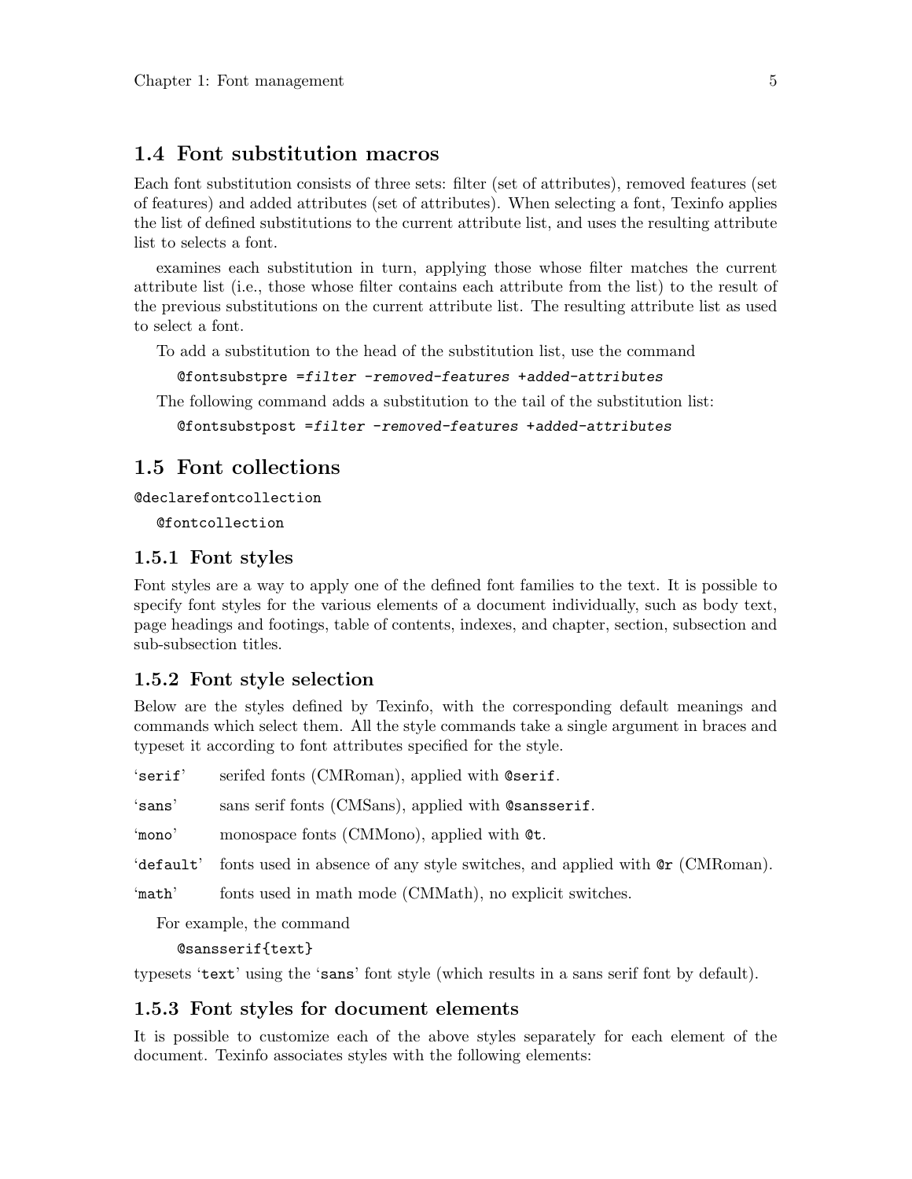## 1.4 Font substitution macros

Each font substitution consists of three sets: filter (set of attributes), removed features (set of features) and added attributes (set of attributes). When selecting a font, Texinfo applies the list of defined substitutions to the current attribute list, and uses the resulting attribute list to selects a font.

examines each substitution in turn, applying those whose filter matches the current attribute list (i.e., those whose filter contains each attribute from the list) to the result of the previous substitutions on the current attribute list. The resulting attribute list as used to select a font.

To add a substitution to the head of the substitution list, use the command

```
@fontsubstpre =filter -removed-features +added-attributes
```

The following command adds a substitution to the tail of the substitution list:

```
@fontsubstpost =filter -removed-features +added-attributes
```

## 1.5 Font collections

`@declarefontcollection`

`@fontcollection`

### 1.5.1 Font styles

Font styles are a way to apply one of the defined font families to the text. It is possible to specify font styles for the various elements of a document individually, such as body text, page headings and footings, table of contents, indexes, and chapter, section, subsection and sub-subsection titles.

### 1.5.2 Font style selection

Below are the styles defined by Texinfo, with the corresponding default meanings and commands which select them. All the style commands take a single argument in braces and typeset it according to font attributes specified for the style.

'`serif`' serifed fonts (CMRoman), applied with `@serif`.

'`sans`' sans serif fonts (CMSans), applied with `@sansserif`.

'`mono`' monospace fonts (CMMono), applied with `@t`.

'`default`' fonts used in absence of any style switches, and applied with `@r` (CMRoman).

'`math`' fonts used in math mode (CMMath), no explicit switches.

For example, the command

```
@sansserif{text}
```

typesets '`text`' using the '`sans`' font style (which results in a sans serif font by default).

### 1.5.3 Font styles for document elements

It is possible to customize each of the above styles separately for each element of the document. Texinfo associates styles with the following elements: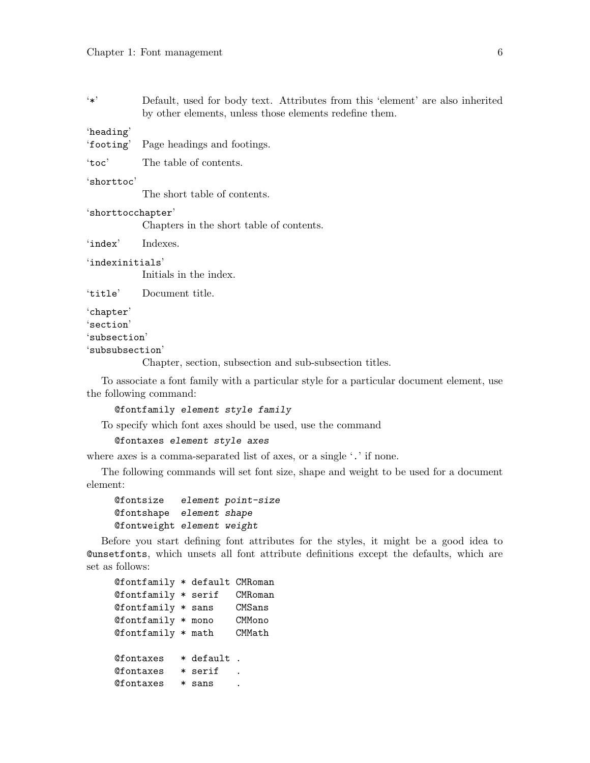`*` Default, used for body text. Attributes from this 'element' are also inherited by other elements, unless those elements redefine them.

`heading`
`footing` Page headings and footings.

`toc` The table of contents.

`shorttoc`
: The short table of contents.

`shorttocchapter`
: Chapters in the short table of contents.

`index` Indexes.

`indexinitials`
: Initials in the index.

`title` Document title.

`chapter`
`section`
`subsection`
`subsubsection`
: Chapter, section, subsection and sub-subsection titles.

To associate a font family with a particular style for a particular document element, use the following command:

```
@fontfamily element style family
```

To specify which font axes should be used, use the command

```
@fontaxes element style axes
```

where *axes* is a comma-separated list of axes, or a single '`.`' if none.

The following commands will set font size, shape and weight to be used for a document element:

```
@fontsize   element point-size
@fontshape  element shape
@fontweight element weight
```

Before you start defining font attributes for the styles, it might be a good idea to `@unsetfonts`, which unsets all font attribute definitions except the defaults, which are set as follows:

```
@fontfamily * default CMRoman
@fontfamily * serif   CMRoman
@fontfamily * sans    CMSans
@fontfamily * mono    CMMono
@fontfamily * math    CMMath

@fontaxes   * default .
@fontaxes   * serif   .
@fontaxes   * sans    .
```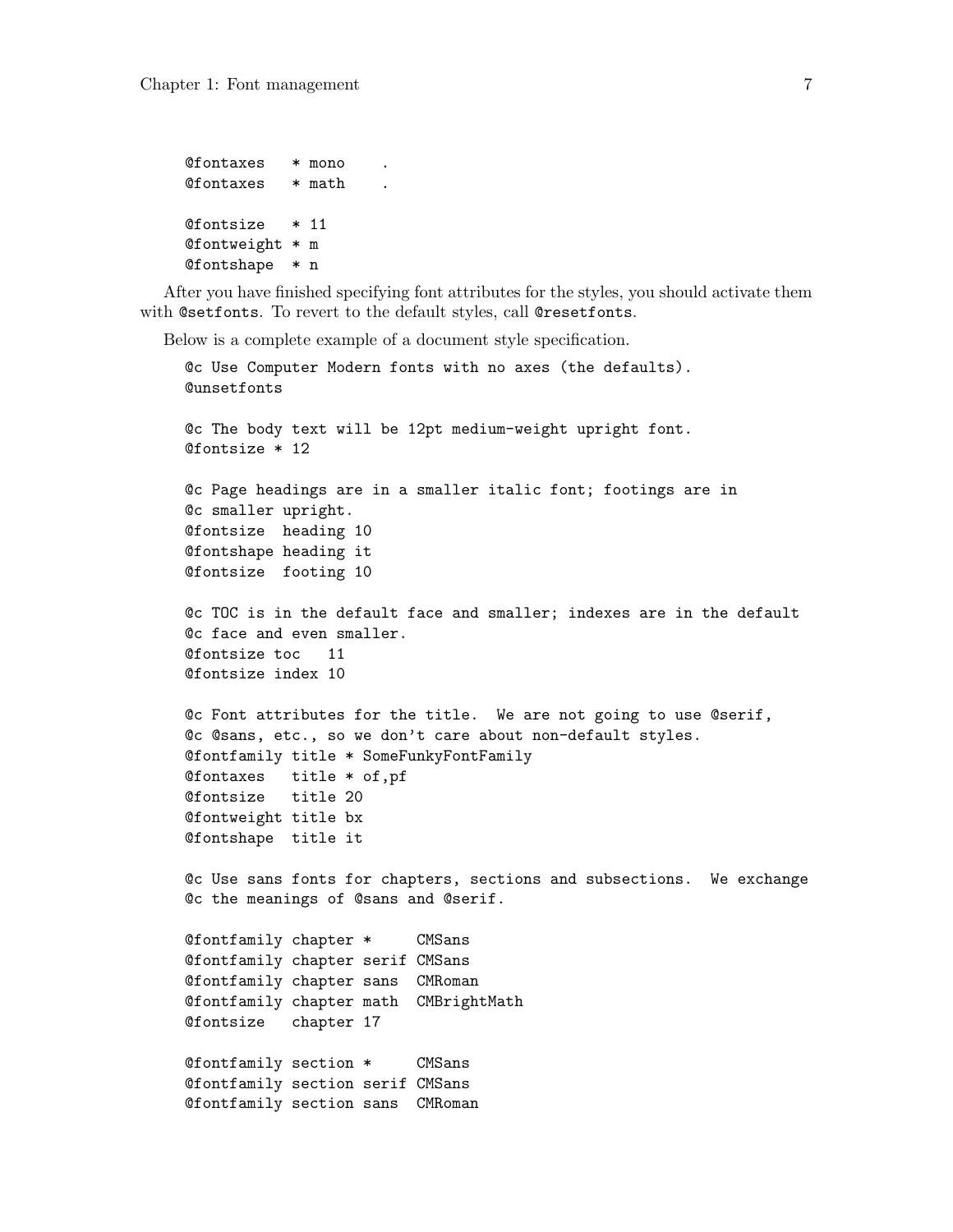```
@fontaxes   * mono    .
@fontaxes   * math    .

@fontsize   * 11
@fontweight * m
@fontshape  * n
```

After you have finished specifying font attributes for the styles, you should activate them with `@setfonts`. To revert to the default styles, call `@resetfonts`.

Below is a complete example of a document style specification.

```
@c Use Computer Modern fonts with no axes (the defaults).
@unsetfonts

@c The body text will be 12pt medium-weight upright font.
@fontsize * 12

@c Page headings are in a smaller italic font; footings are in
@c smaller upright.
@fontsize  heading 10
@fontshape heading it
@fontsize  footing 10

@c TOC is in the default face and smaller; indexes are in the default
@c face and even smaller.
@fontsize toc   11
@fontsize index 10

@c Font attributes for the title.  We are not going to use @serif,
@c @sans, etc., so we don't care about non-default styles.
@fontfamily title * SomeFunkyFontFamily
@fontaxes   title * of,pf
@fontsize   title 20
@fontweight title bx
@fontshape  title it

@c Use sans fonts for chapters, sections and subsections.  We exchange
@c the meanings of @sans and @serif.

@fontfamily chapter *     CMSans
@fontfamily chapter serif CMSans
@fontfamily chapter sans  CMRoman
@fontfamily chapter math  CMBrightMath
@fontsize   chapter 17

@fontfamily section *     CMSans
@fontfamily section serif CMSans
@fontfamily section sans  CMRoman
```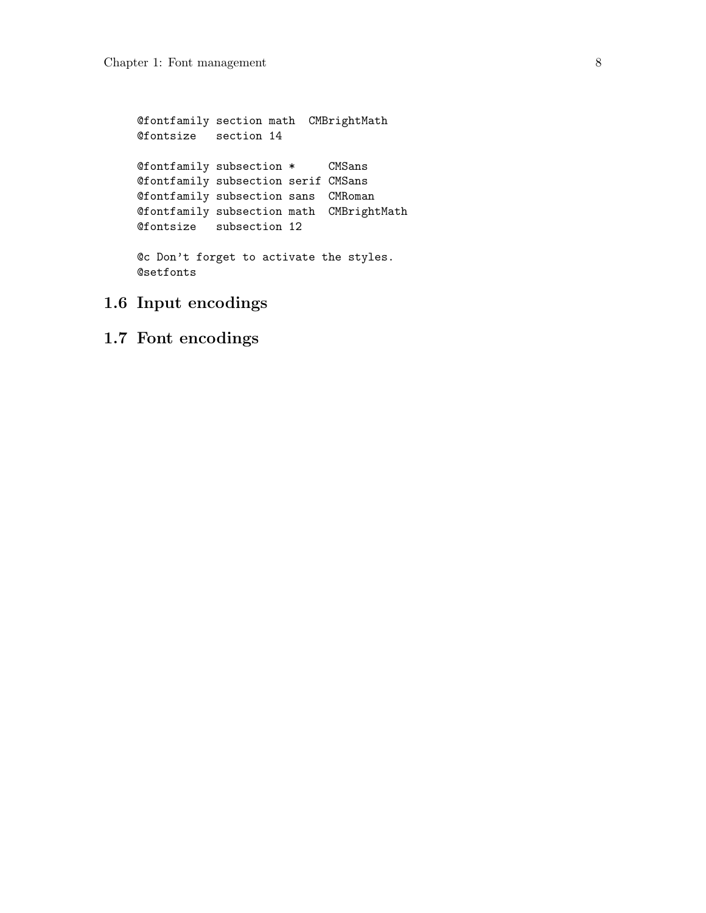```
@fontfamily section math  CMBrightMath
@fontsize   section 14

@fontfamily subsection *     CMSans
@fontfamily subsection serif CMSans
@fontfamily subsection sans  CMRoman
@fontfamily subsection math  CMBrightMath
@fontsize   subsection 12

@c Don't forget to activate the styles.
@setfonts
```

## 1.6 Input encodings

## 1.7 Font encodings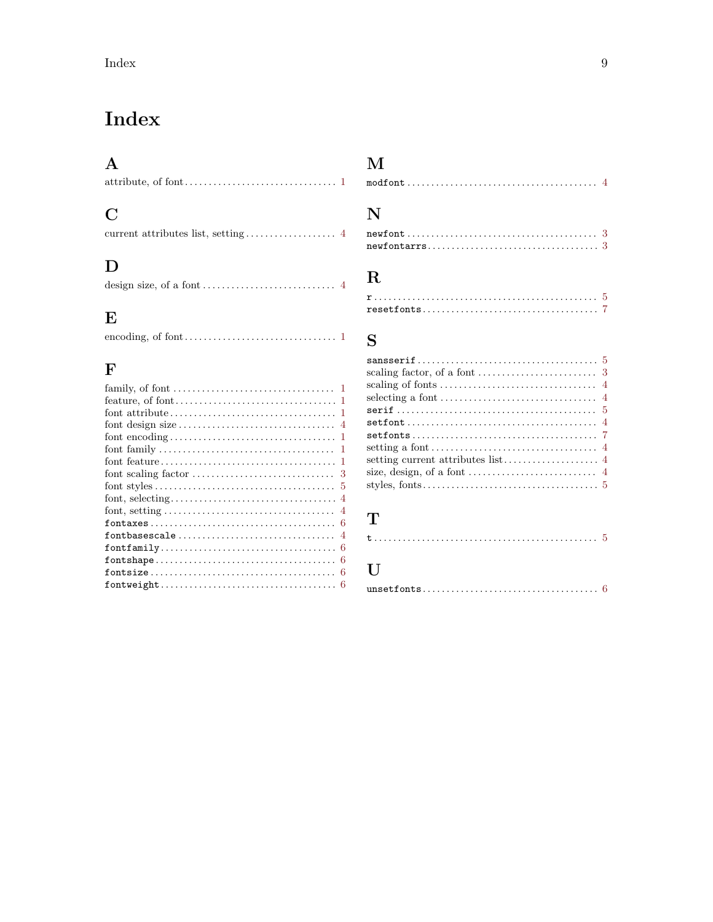# Index

## A

attribute, of font . . . . . . . . . . . . . . . . . . . . . . . . . . . . . . . 1

## C

current attributes list, setting . . . . . . . . . . . . . . . . . . 4

## D

design size, of a font . . . . . . . . . . . . . . . . . . . . . . . . . . . 4

## E

encoding, of font . . . . . . . . . . . . . . . . . . . . . . . . . . . . . . . 1

## F

family, of font . . . . . . . . . . . . . . . . . . . . . . . . . . . . . . . . . 1
feature, of font . . . . . . . . . . . . . . . . . . . . . . . . . . . . . . . . . 1
font attribute . . . . . . . . . . . . . . . . . . . . . . . . . . . . . . . . . . 1
font design size . . . . . . . . . . . . . . . . . . . . . . . . . . . . . . . . 4
font encoding . . . . . . . . . . . . . . . . . . . . . . . . . . . . . . . . . . 1
font family . . . . . . . . . . . . . . . . . . . . . . . . . . . . . . . . . . . . 1
font feature . . . . . . . . . . . . . . . . . . . . . . . . . . . . . . . . . . . . 1
font scaling factor . . . . . . . . . . . . . . . . . . . . . . . . . . . . . 3
font styles . . . . . . . . . . . . . . . . . . . . . . . . . . . . . . . . . . . . . 5
font, selecting . . . . . . . . . . . . . . . . . . . . . . . . . . . . . . . . . . 4
font, setting . . . . . . . . . . . . . . . . . . . . . . . . . . . . . . . . . . . 4
`fontaxes` . . . . . . . . . . . . . . . . . . . . . . . . . . . . . . . . . . . . . 6
`fontbasescale` . . . . . . . . . . . . . . . . . . . . . . . . . . . . . . . . 4
`fontfamily` . . . . . . . . . . . . . . . . . . . . . . . . . . . . . . . . . . . 6
`fontshape` . . . . . . . . . . . . . . . . . . . . . . . . . . . . . . . . . . . . 6
`fontsize` . . . . . . . . . . . . . . . . . . . . . . . . . . . . . . . . . . . . . 6
`fontweight` . . . . . . . . . . . . . . . . . . . . . . . . . . . . . . . . . . . 6

## M

`modfont` . . . . . . . . . . . . . . . . . . . . . . . . . . . . . . . . . . . . . . 4

## N

`newfont` . . . . . . . . . . . . . . . . . . . . . . . . . . . . . . . . . . . . . . 3
`newfontarrs` . . . . . . . . . . . . . . . . . . . . . . . . . . . . . . . . . . 3

## R

`r` . . . . . . . . . . . . . . . . . . . . . . . . . . . . . . . . . . . . . . . . . . . . 5
`resetfonts` . . . . . . . . . . . . . . . . . . . . . . . . . . . . . . . . . . . 7

## S

`sansserif` . . . . . . . . . . . . . . . . . . . . . . . . . . . . . . . . . . . . 5
scaling factor, of a font . . . . . . . . . . . . . . . . . . . . . . . . 3
scaling of fonts . . . . . . . . . . . . . . . . . . . . . . . . . . . . . . . . 4
selecting a font . . . . . . . . . . . . . . . . . . . . . . . . . . . . . . . . 4
`serif` . . . . . . . . . . . . . . . . . . . . . . . . . . . . . . . . . . . . . . . . . 5
`setfont` . . . . . . . . . . . . . . . . . . . . . . . . . . . . . . . . . . . . . . 4
`setfonts` . . . . . . . . . . . . . . . . . . . . . . . . . . . . . . . . . . . . . 7
setting a font . . . . . . . . . . . . . . . . . . . . . . . . . . . . . . . . . . 4
setting current attributes list . . . . . . . . . . . . . . . . . . . 4
size, design, of a font . . . . . . . . . . . . . . . . . . . . . . . . . . 4
styles, fonts . . . . . . . . . . . . . . . . . . . . . . . . . . . . . . . . . . . 5

## T

`t` . . . . . . . . . . . . . . . . . . . . . . . . . . . . . . . . . . . . . . . . . . . . 5

## U

`unsetfonts` . . . . . . . . . . . . . . . . . . . . . . . . . . . . . . . . . . . 6